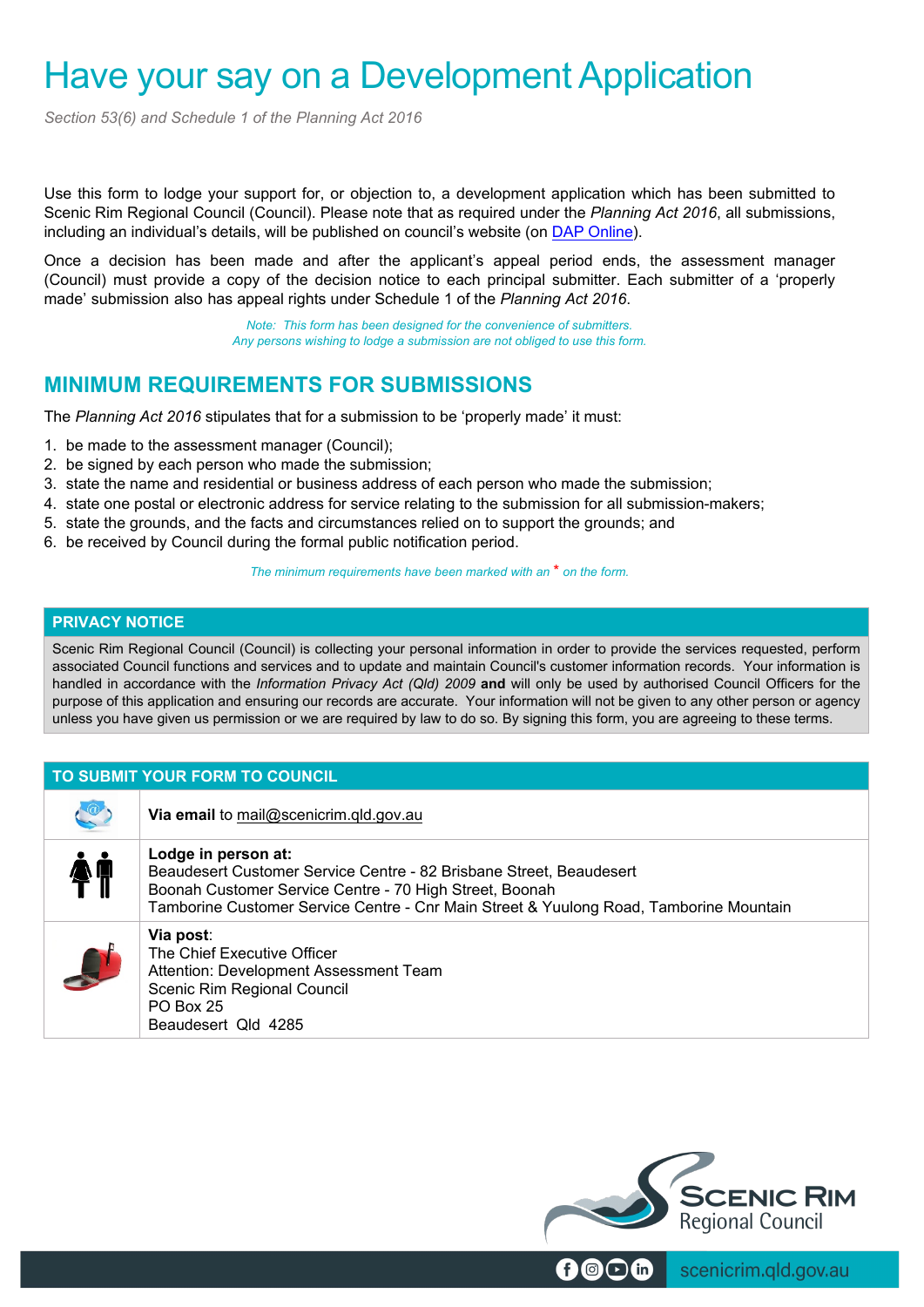# Have your say on a Development Application

*Section 53(6) and Schedule 1 of the Planning Act 2016*

Use this form to lodge your support for, or objection to, a development application which has been submitted to Scenic Rim Regional Council (Council). Please note that as required under the *Planning Act 2016*, all submissions, including an individual's details, will be published on council's website (on DAP Online).

Once a decision has been made and after the applicant's appeal period ends, the assessment manager (Council) must provide a copy of the decision notice to each principal submitter. Each submitter of a 'properly made' submission also has appeal rights under Schedule 1 of the *Planning Act 2016*.

*Note: This form has been designed for the convenience of submitters.*
*Any persons wishing to lodge a submission are not obliged to use this form.*

## MINIMUM REQUIREMENTS FOR SUBMISSIONS

The *Planning Act 2016* stipulates that for a submission to be 'properly made' it must:

1. be made to the assessment manager (Council);
2. be signed by each person who made the submission;
3. state the name and residential or business address of each person who made the submission;
4. state one postal or electronic address for service relating to the submission for all submission-makers;
5. state the grounds, and the facts and circumstances relied on to support the grounds; and
6. be received by Council during the formal public notification period.

*The minimum requirements have been marked with an * on the form.*

## PRIVACY NOTICE

Scenic Rim Regional Council (Council) is collecting your personal information in order to provide the services requested, perform associated Council functions and services and to update and maintain Council's customer information records. Your information is handled in accordance with the *Information Privacy Act (Qld) 2009* **and** will only be used by authorised Council Officers for the purpose of this application and ensuring our records are accurate. Your information will not be given to any other person or agency unless you have given us permission or we are required by law to do so. By signing this form, you are agreeing to these terms.

## TO SUBMIT YOUR FORM TO COUNCIL

**Via email** to mail@scenicrim.qld.gov.au

**Lodge in person at:**
Beaudesert Customer Service Centre - 82 Brisbane Street, Beaudesert
Boonah Customer Service Centre - 70 High Street, Boonah
Tamborine Customer Service Centre - Cnr Main Street & Yuulong Road, Tamborine Mountain

**Via post**:
The Chief Executive Officer
Attention: Development Assessment Team
Scenic Rim Regional Council
PO Box 25
Beaudesert Qld 4285

Scenic Rim Regional Council

scenicrim.qld.gov.au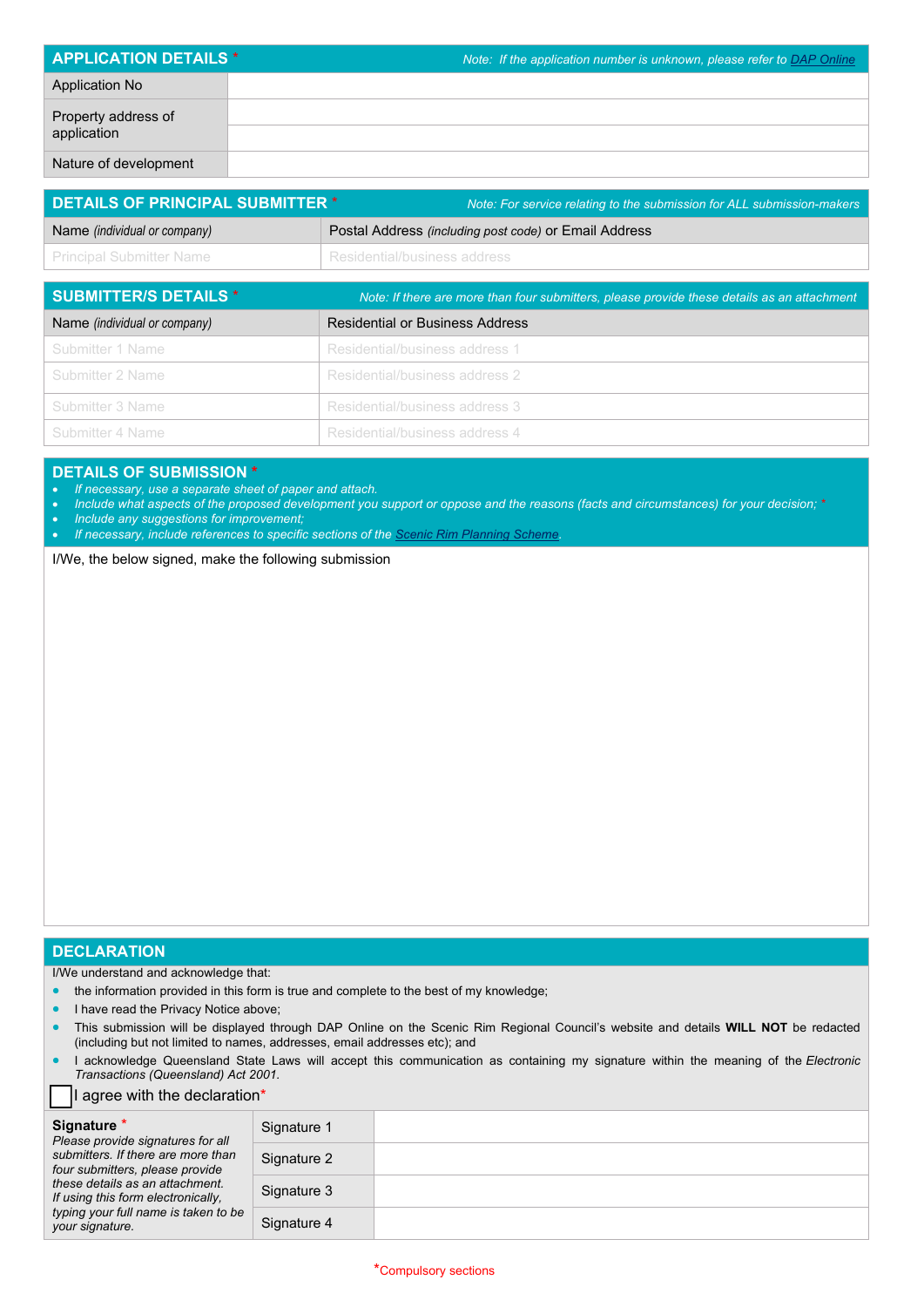## APPLICATION DETAILS *

*Note: If the application number is unknown, please refer to DAP Online*

| | |
|---|---|
| Application No | |
| Property address of application | |
| Nature of development | |

## DETAILS OF PRINCIPAL SUBMITTER *

*Note: For service relating to the submission for ALL submission-makers*

| Name *(individual or company)* | Postal Address *(including post code)* or Email Address |
|---|---|
| Principal Submitter Name | Residential/business address |

## SUBMITTER/S DETAILS *

*Note: If there are more than four submitters, please provide these details as an attachment*

| Name *(individual or company)* | Residential or Business Address |
|---|---|
| Submitter 1 Name | Residential/business address 1 |
| Submitter 2 Name | Residential/business address 2 |
| Submitter 3 Name | Residential/business address 3 |
| Submitter 4 Name | Residential/business address 4 |

## DETAILS OF SUBMISSION *

- *If necessary, use a separate sheet of paper and attach.*
- *Include what aspects of the proposed development you support or oppose and the reasons (facts and circumstances) for your decision;* *
- *Include any suggestions for improvement;*
- *If necessary, include references to specific sections of the Scenic Rim Planning Scheme.*

I/We, the below signed, make the following submission

## DECLARATION

I/We understand and acknowledge that:

- the information provided in this form is true and complete to the best of my knowledge;
- I have read the Privacy Notice above;
- This submission will be displayed through DAP Online on the Scenic Rim Regional Council's website and details **WILL NOT** be redacted (including but not limited to names, addresses, email addresses etc); and
- I acknowledge Queensland State Laws will accept this communication as containing my signature within the meaning of the *Electronic Transactions (Queensland) Act 2001.*

☐ I agree with the declaration*

| | | |
|---|---|---|
| **Signature** * *Please provide signatures for all submitters. If there are more than four submitters, please provide these details as an attachment. If using this form electronically, typing your full name is taken to be your signature.* | Signature 1 | |
| | Signature 2 | |
| | Signature 3 | |
| | Signature 4 | |

*Compulsory sections